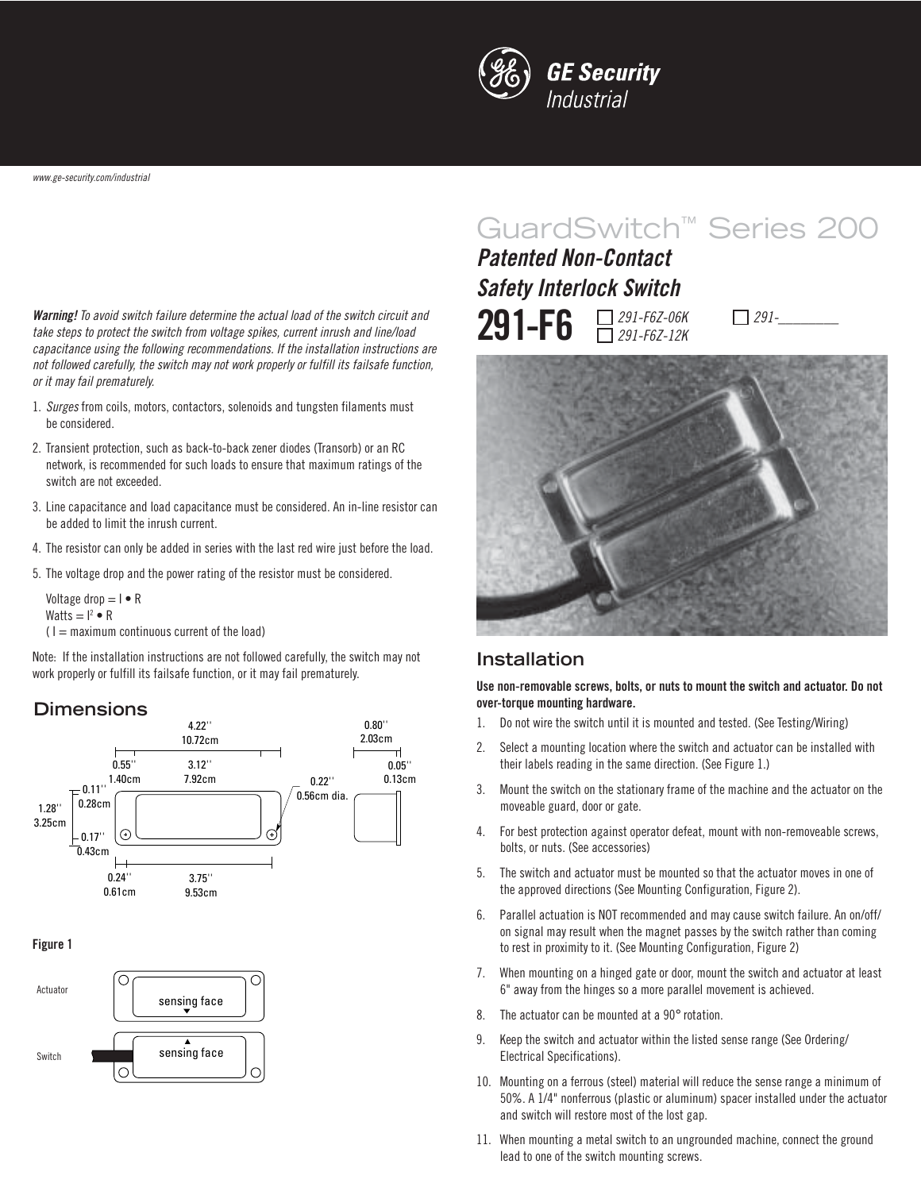GE Security
Industrial

www.ge-security.com/industrial

# GuardSwitch™ Series 200

## *Patented Non-Contact Safety Interlock Switch*

**291-F6** ☐ *291-F6Z-06K* ☐ *291-F6Z-12K* ☐ *291-________*

***Warning!*** *To avoid switch failure determine the actual load of the switch circuit and take steps to protect the switch from voltage spikes, current inrush and line/load capacitance using the following recommendations. If the installation instructions are not followed carefully, the switch may not work properly or fulfill its failsafe function, or it may fail prematurely.*

1. *Surges* from coils, motors, contactors, solenoids and tungsten filaments must be considered.
2. Transient protection, such as back-to-back zener diodes (Transorb) or an RC network, is recommended for such loads to ensure that maximum ratings of the switch are not exceeded.
3. Line capacitance and load capacitance must be considered. An in-line resistor can be added to limit the inrush current.
4. The resistor can only be added in series with the last red wire just before the load.
5. The voltage drop and the power rating of the resistor must be considered.

   Voltage drop = $I \bullet R$
   Watts = $I^2 \bullet R$
   ( I = maximum continuous current of the load)

Note: If the installation instructions are not followed carefully, the switch may not work properly or fulfill its failsafe function, or it may fail prematurely.

## Dimensions

4.22'' 10.72cm; 0.55'' 1.40cm; 3.12'' 7.92cm; 0.11'' 0.28cm; 1.28'' 3.25cm; 0.17'' 0.43cm; 0.24'' 0.61cm; 3.75'' 9.53cm; 0.22'' 0.56cm dia.; 0.80'' 2.03cm; 0.05'' 0.13cm

**Figure 1**

Actuator — sensing face

Switch — sensing face

## Installation

**Use non-removable screws, bolts, or nuts to mount the switch and actuator. Do not over-torque mounting hardware.**

1. Do not wire the switch until it is mounted and tested. (See Testing/Wiring)
2. Select a mounting location where the switch and actuator can be installed with their labels reading in the same direction. (See Figure 1.)
3. Mount the switch on the stationary frame of the machine and the actuator on the moveable guard, door or gate.
4. For best protection against operator defeat, mount with non-removeable screws, bolts, or nuts. (See accessories)
5. The switch and actuator must be mounted so that the actuator moves in one of the approved directions (See Mounting Configuration, Figure 2).
6. Parallel actuation is NOT recommended and may cause switch failure. An on/off/on signal may result when the magnet passes by the switch rather than coming to rest in proximity to it. (See Mounting Configuration, Figure 2)
7. When mounting on a hinged gate or door, mount the switch and actuator at least 6" away from the hinges so a more parallel movement is achieved.
8. The actuator can be mounted at a 90° rotation.
9. Keep the switch and actuator within the listed sense range (See Ordering/Electrical Specifications).
10. Mounting on a ferrous (steel) material will reduce the sense range a minimum of 50%. A 1/4" nonferrous (plastic or aluminum) spacer installed under the actuator and switch will restore most of the lost gap.
11. When mounting a metal switch to an ungrounded machine, connect the ground lead to one of the switch mounting screws.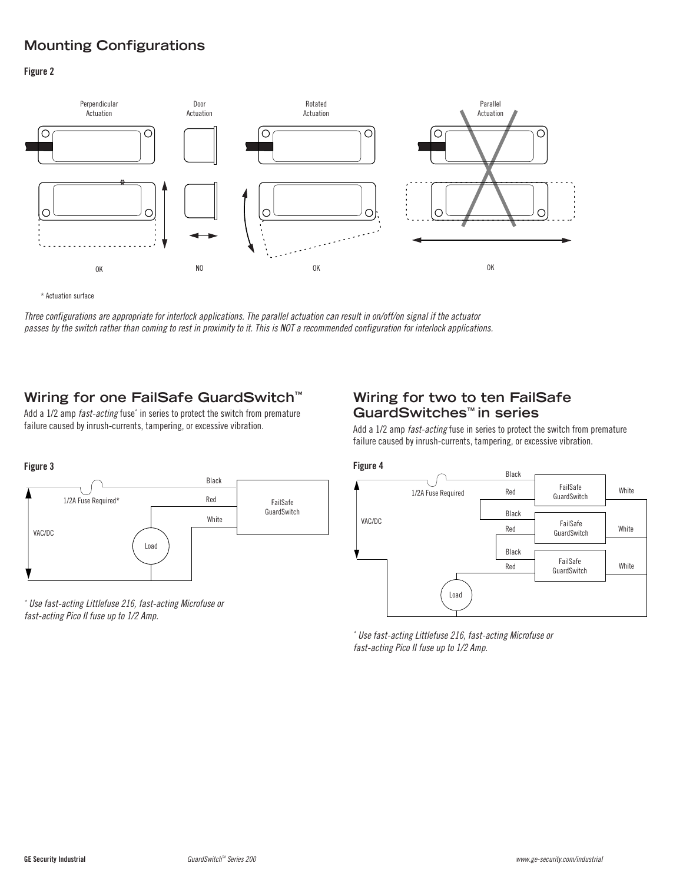## Mounting Configurations

**Figure 2**

Perpendicular Actuation — OK

Door Actuation — NO

Rotated Actuation — OK

Parallel Actuation — OK

* Actuation surface

*Three configurations are appropriate for interlock applications. The parallel actuation can result in on/off/on signal if the actuator passes by the switch rather than coming to rest in proximity to it. This is NOT a recommended configuration for interlock applications.*

## Wiring for one FailSafe GuardSwitch™

Add a 1/2 amp *fast-acting* fuse* in series to protect the switch from premature failure caused by inrush-currents, tampering, or excessive vibration.

**Figure 3**

1/2A Fuse Required*, VAC/DC, Load, Black, Red, White, FailSafe GuardSwitch

*\* Use fast-acting Littlefuse 216, fast-acting Microfuse or fast-acting Pico II fuse up to 1/2 Amp.*

## Wiring for two to ten FailSafe GuardSwitches™ in series

Add a 1/2 amp *fast-acting* fuse in series to protect the switch from premature failure caused by inrush-currents, tampering, or excessive vibration.

**Figure 4**

1/2A Fuse Required, VAC/DC, Load, Black, Red, White, FailSafe GuardSwitch

*\* Use fast-acting Littlefuse 216, fast-acting Microfuse or fast-acting Pico II fuse up to 1/2 Amp.*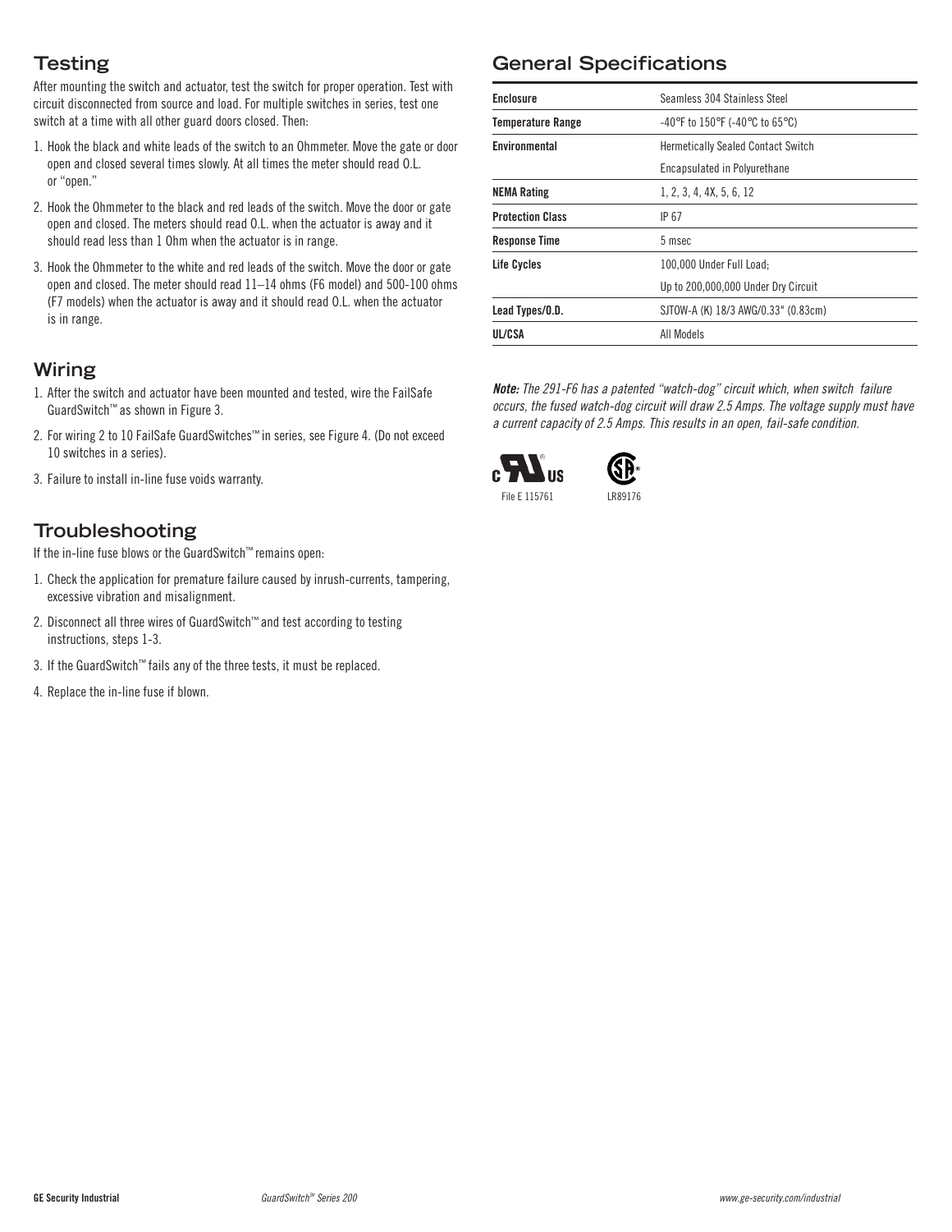## Testing

After mounting the switch and actuator, test the switch for proper operation. Test with circuit disconnected from source and load. For multiple switches in series, test one switch at a time with all other guard doors closed. Then:

1. Hook the black and white leads of the switch to an Ohmmeter. Move the gate or door open and closed several times slowly. At all times the meter should read O.L. or "open."
2. Hook the Ohmmeter to the black and red leads of the switch. Move the door or gate open and closed. The meters should read O.L. when the actuator is away and it should read less than 1 Ohm when the actuator is in range.
3. Hook the Ohmmeter to the white and red leads of the switch. Move the door or gate open and closed. The meter should read 11–14 ohms (F6 model) and 500-100 ohms (F7 models) when the actuator is away and it should read O.L. when the actuator is in range.

## Wiring

1. After the switch and actuator have been mounted and tested, wire the FailSafe GuardSwitch™ as shown in Figure 3.
2. For wiring 2 to 10 FailSafe GuardSwitches™ in series, see Figure 4. (Do not exceed 10 switches in a series).
3. Failure to install in-line fuse voids warranty.

## Troubleshooting

If the in-line fuse blows or the GuardSwitch™ remains open:

1. Check the application for premature failure caused by inrush-currents, tampering, excessive vibration and misalignment.
2. Disconnect all three wires of GuardSwitch™ and test according to testing instructions, steps 1-3.
3. If the GuardSwitch™ fails any of the three tests, it must be replaced.
4. Replace the in-line fuse if blown.

## General Specifications

| | |
|---|---|
| **Enclosure** | Seamless 304 Stainless Steel |
| **Temperature Range** | -40°F to 150°F (-40°C to 65°C) |
| **Environmental** | Hermetically Sealed Contact Switch<br>Encapsulated in Polyurethane |
| **NEMA Rating** | 1, 2, 3, 4, 4X, 5, 6, 12 |
| **Protection Class** | IP 67 |
| **Response Time** | 5 msec |
| **Life Cycles** | 100,000 Under Full Load;<br>Up to 200,000,000 Under Dry Circuit |
| **Lead Types/O.D.** | SJTOW-A (K) 18/3 AWG/0.33" (0.83cm) |
| **UL/CSA** | All Models |

***Note:*** *The 291-F6 has a patented "watch-dog" circuit which, when switch failure occurs, the fused watch-dog circuit will draw 2.5 Amps. The voltage supply must have a current capacity of 2.5 Amps. This results in an open, fail-safe condition.*

File E 115761

LR89176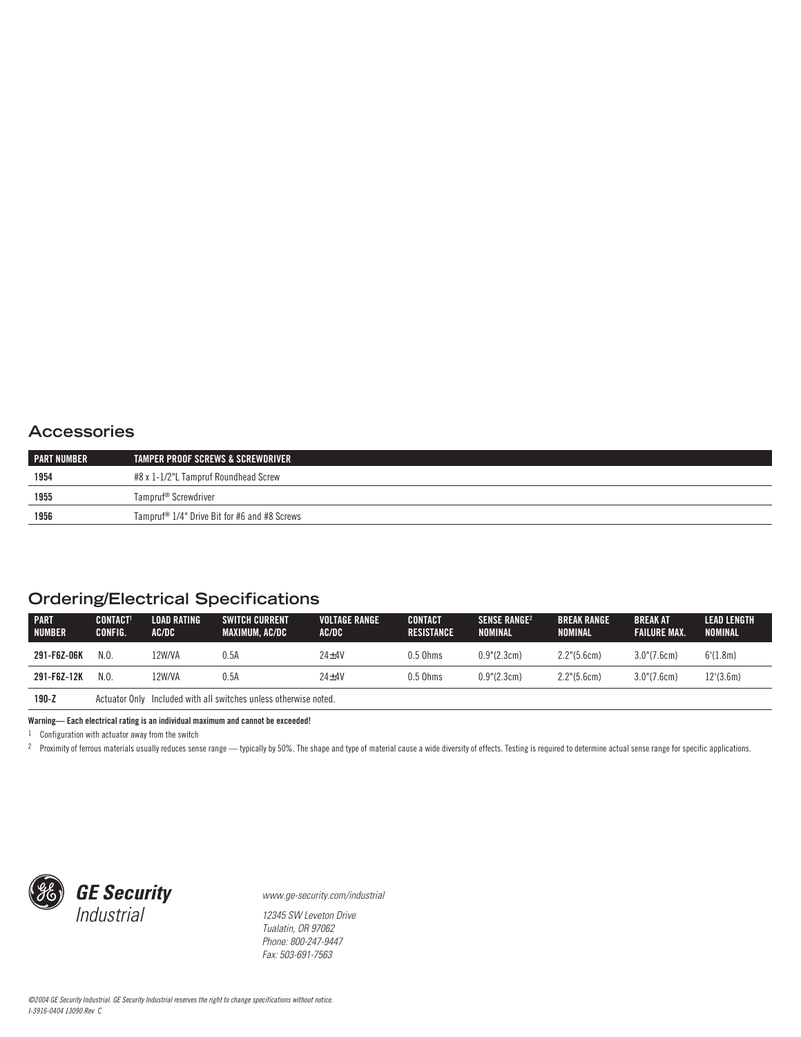## Accessories

| PART NUMBER | TAMPER PROOF SCREWS & SCREWDRIVER |
|---|---|
| 1954 | #8 x 1-1/2"L Tampruf Roundhead Screw |
| 1955 | Tampruf® Screwdriver |
| 1956 | Tampruf® 1/4" Drive Bit for #6 and #8 Screws |

## Ordering/Electrical Specifications

| PART NUMBER | CONTACT[1] CONFIG. | LOAD RATING AC/DC | SWITCH CURRENT MAXIMUM, AC/DC | VOLTAGE RANGE AC/DC | CONTACT RESISTANCE | SENSE RANGE[2] NOMINAL | BREAK RANGE NOMINAL | BREAK AT FAILURE MAX. | LEAD LENGTH NOMINAL |
|---|---|---|---|---|---|---|---|---|---|
| 291-F6Z-06K | N.O. | 12W/VA | 0.5A | 24±4V | 0.5 Ohms | 0.9"(2.3cm) | 2.2"(5.6cm) | 3.0"(7.6cm) | 6'(1.8m) |
| 291-F6Z-12K | N.O. | 12W/VA | 0.5A | 24±4V | 0.5 Ohms | 0.9"(2.3cm) | 2.2"(5.6cm) | 3.0"(7.6cm) | 12'(3.6m) |
| 190-Z | Actuator Only | Included with all switches unless otherwise noted. | | | | | | | |

**Warning— Each electrical rating is an individual maximum and cannot be exceeded!**

[1] Configuration with actuator away from the switch

[2] Proximity of ferrous materials usually reduces sense range — typically by 50%. The shape and type of material cause a wide diversity of effects. Testing is required to determine actual sense range for specific applications.

**GE Security**
*Industrial*

*www.ge-security.com/industrial*

*12345 SW Leveton Drive*
*Tualatin, OR 97062*
*Phone: 800-247-9447*
*Fax: 503-691-7563*

*©2004 GE Security Industrial. GE Security Industrial reserves the right to change specifications without notice.*
*I-3916-0404 13090 Rev C*